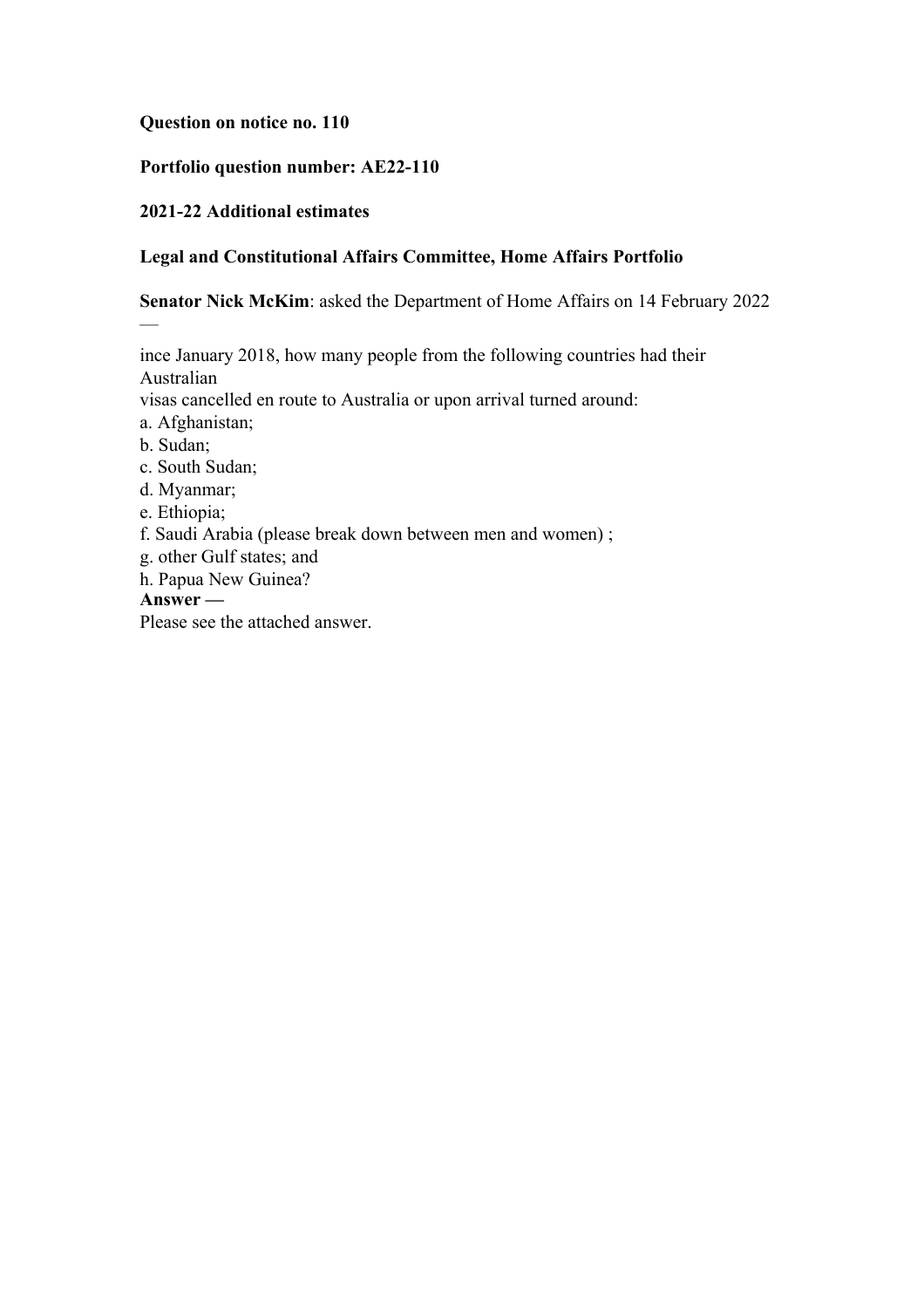**Question on notice no. 110**

**Portfolio question number: AE22-110**

**2021-22 Additional estimates**

**Legal and Constitutional Affairs Committee, Home Affairs Portfolio**

**Senator Nick McKim**: asked the Department of Home Affairs on 14 February 2022 —

ince January 2018, how many people from the following countries had their Australian
visas cancelled en route to Australia or upon arrival turned around:

a. Afghanistan;
b. Sudan;
c. South Sudan;
d. Myanmar;
e. Ethiopia;
f. Saudi Arabia (please break down between men and women) ;
g. other Gulf states; and
h. Papua New Guinea?

**Answer —**

Please see the attached answer.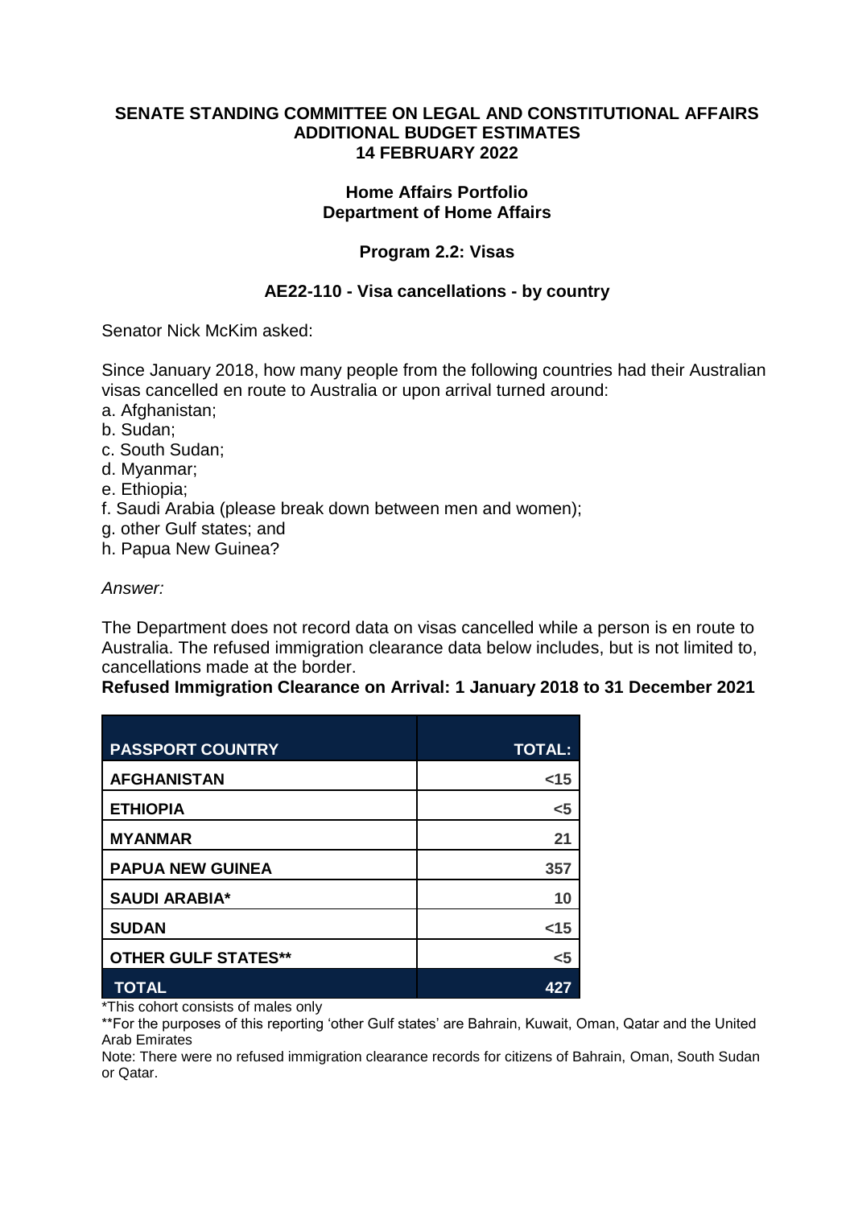**SENATE STANDING COMMITTEE ON LEGAL AND CONSTITUTIONAL AFFAIRS**
**ADDITIONAL BUDGET ESTIMATES**
**14 FEBRUARY 2022**

**Home Affairs Portfolio**
**Department of Home Affairs**

**Program 2.2: Visas**

**AE22-110 - Visa cancellations - by country**

Senator Nick McKim asked:

Since January 2018, how many people from the following countries had their Australian visas cancelled en route to Australia or upon arrival turned around:

a. Afghanistan;
b. Sudan;
c. South Sudan;
d. Myanmar;
e. Ethiopia;
f. Saudi Arabia (please break down between men and women);
g. other Gulf states; and
h. Papua New Guinea?

*Answer:*

The Department does not record data on visas cancelled while a person is en route to Australia. The refused immigration clearance data below includes, but is not limited to, cancellations made at the border.

**Refused Immigration Clearance on Arrival: 1 January 2018 to 31 December 2021**

| PASSPORT COUNTRY | TOTAL: |
|---|---:|
| AFGHANISTAN | <15 |
| ETHIOPIA | <5 |
| MYANMAR | 21 |
| PAPUA NEW GUINEA | 357 |
| SAUDI ARABIA* | 10 |
| SUDAN | <15 |
| OTHER GULF STATES** | <5 |
| TOTAL | 427 |

*This cohort consists of males only

**For the purposes of this reporting 'other Gulf states' are Bahrain, Kuwait, Oman, Qatar and the United Arab Emirates

Note: There were no refused immigration clearance records for citizens of Bahrain, Oman, South Sudan or Qatar.